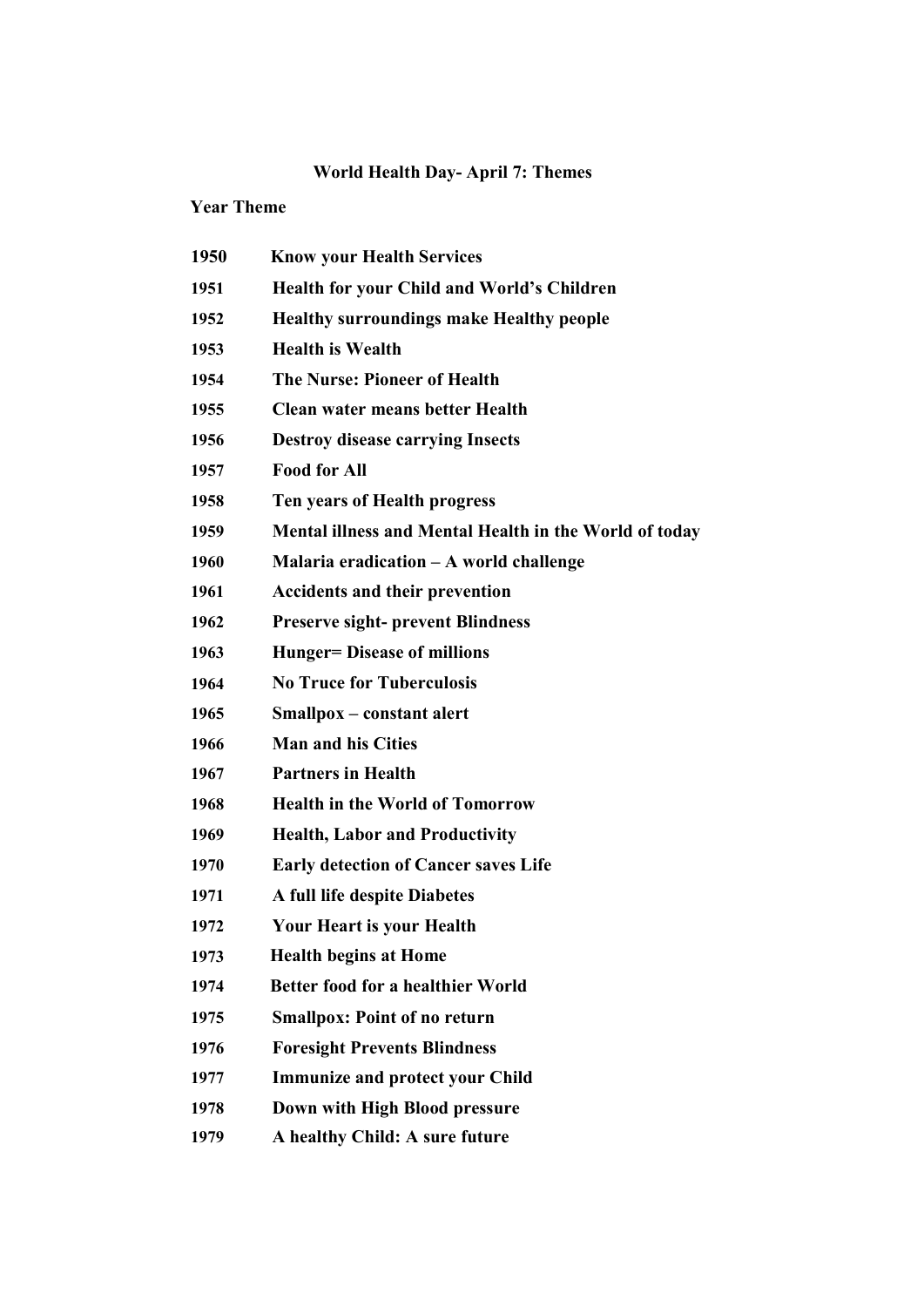## World Health Day- April 7: Themes

| Year | Theme |
|---|---|
| 1950 | Know your Health Services |
| 1951 | Health for your Child and World's Children |
| 1952 | Healthy surroundings make Healthy people |
| 1953 | Health is Wealth |
| 1954 | The Nurse: Pioneer of Health |
| 1955 | Clean water means better Health |
| 1956 | Destroy disease carrying Insects |
| 1957 | Food for All |
| 1958 | Ten years of Health progress |
| 1959 | Mental illness and Mental Health in the World of today |
| 1960 | Malaria eradication – A world challenge |
| 1961 | Accidents and their prevention |
| 1962 | Preserve sight- prevent Blindness |
| 1963 | Hunger= Disease of millions |
| 1964 | No Truce for Tuberculosis |
| 1965 | Smallpox – constant alert |
| 1966 | Man and his Cities |
| 1967 | Partners in Health |
| 1968 | Health in the World of Tomorrow |
| 1969 | Health, Labor and Productivity |
| 1970 | Early detection of Cancer saves Life |
| 1971 | A full life despite Diabetes |
| 1972 | Your Heart is your Health |
| 1973 | Health begins at Home |
| 1974 | Better food for a healthier World |
| 1975 | Smallpox: Point of no return |
| 1976 | Foresight Prevents Blindness |
| 1977 | Immunize and protect your Child |
| 1978 | Down with High Blood pressure |
| 1979 | A healthy Child: A sure future |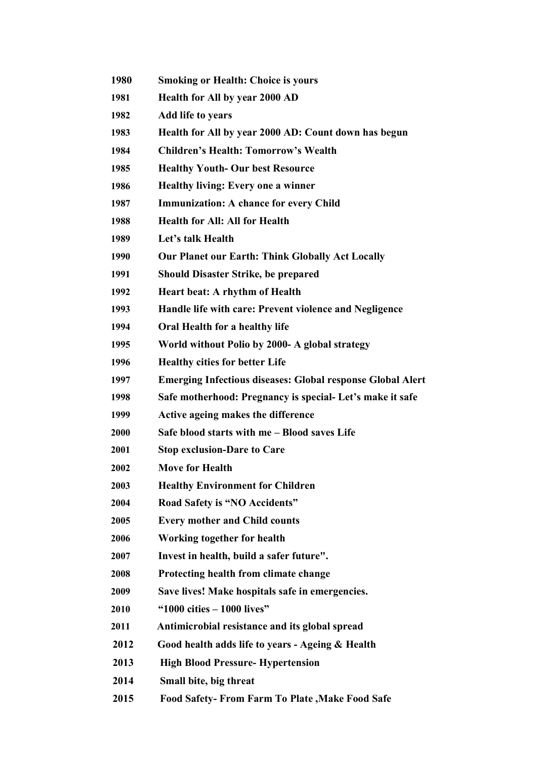| | |
|---|---|
| **1980** | **Smoking or Health: Choice is yours** |
| **1981** | **Health for All by year 2000 AD** |
| **1982** | **Add life to years** |
| **1983** | **Health for All by year 2000 AD: Count down has begun** |
| **1984** | **Children's Health: Tomorrow's Wealth** |
| **1985** | **Healthy Youth- Our best Resource** |
| **1986** | **Healthy living: Every one a winner** |
| **1987** | **Immunization: A chance for every Child** |
| **1988** | **Health for All: All for Health** |
| **1989** | **Let's talk Health** |
| **1990** | **Our Planet our Earth: Think Globally Act Locally** |
| **1991** | **Should Disaster Strike, be prepared** |
| **1992** | **Heart beat: A rhythm of Health** |
| **1993** | **Handle life with care: Prevent violence and Negligence** |
| **1994** | **Oral Health for a healthy life** |
| **1995** | **World without Polio by 2000- A global strategy** |
| **1996** | **Healthy cities for better Life** |
| **1997** | **Emerging Infectious diseases: Global response Global Alert** |
| **1998** | **Safe motherhood: Pregnancy is special- Let's make it safe** |
| **1999** | **Active ageing makes the difference** |
| **2000** | **Safe blood starts with me – Blood saves Life** |
| **2001** | **Stop exclusion-Dare to Care** |
| **2002** | **Move for Health** |
| **2003** | **Healthy Environment for Children** |
| **2004** | **Road Safety is "NO Accidents"** |
| **2005** | **Every mother and Child counts** |
| **2006** | **Working together for health** |
| **2007** | **Invest in health, build a safer future".** |
| **2008** | **Protecting health from climate change** |
| **2009** | **Save lives! Make hospitals safe in emergencies.** |
| **2010** | **"1000 cities – 1000 lives"** |
| **2011** | **Antimicrobial resistance and its global spread** |
| **2012** | **Good health adds life to years - Ageing & Health** |
| **2013** | **High Blood Pressure- Hypertension** |
| **2014** | **Small bite, big threat** |
| **2015** | **Food Safety- From Farm To Plate ,Make Food Safe** |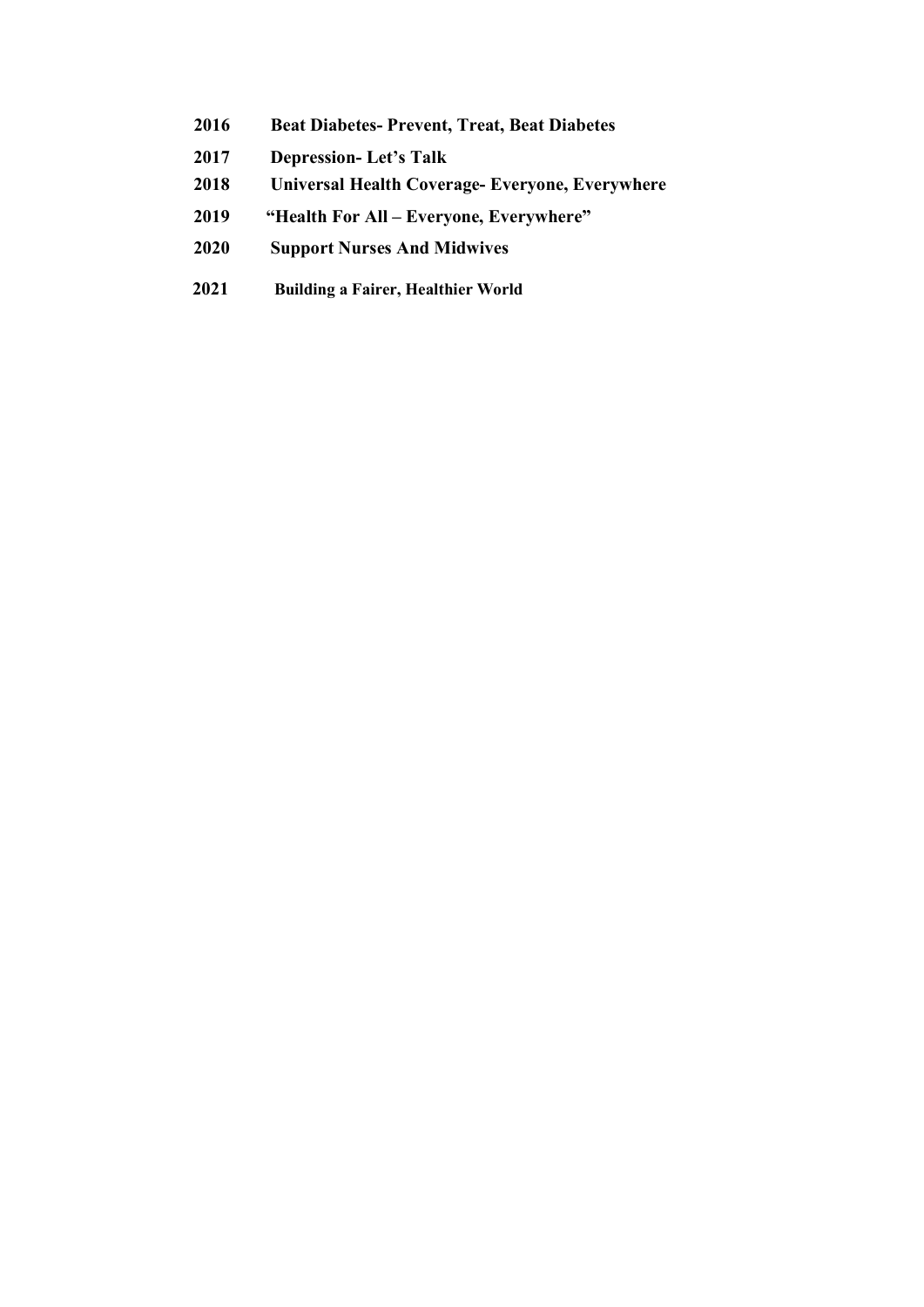| | |
|---|---|
| **2016** | **Beat Diabetes- Prevent, Treat, Beat Diabetes** |
| **2017** | **Depression- Let's Talk** |
| **2018** | **Universal Health Coverage- Everyone, Everywhere** |
| **2019** | **"Health For All – Everyone, Everywhere"** |
| **2020** | **Support Nurses And Midwives** |
| **2021** | **Building a Fairer, Healthier World** |